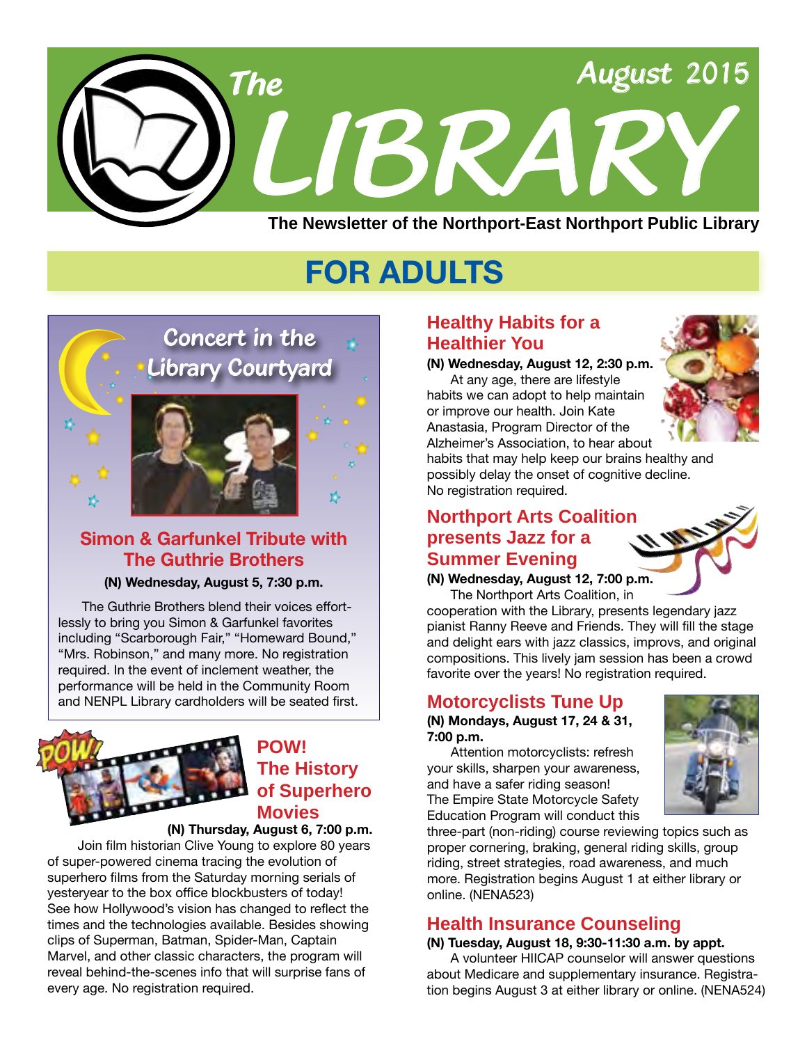# The LIBRARY

August 2015

The Newsletter of the Northport-East Northport Public Library

## FOR ADULTS

### Concert in the Library Courtyard

### Simon & Garfunkel Tribute with The Guthrie Brothers

**(N) Wednesday, August 5, 7:30 p.m.**

The Guthrie Brothers blend their voices effortlessly to bring you Simon & Garfunkel favorites including "Scarborough Fair," "Homeward Bound," "Mrs. Robinson," and many more. No registration required. In the event of inclement weather, the performance will be held in the Community Room and NENPL Library cardholders will be seated first.

### POW! The History of Superhero Movies

**(N) Thursday, August 6, 7:00 p.m.**

Join film historian Clive Young to explore 80 years of super-powered cinema tracing the evolution of superhero films from the Saturday morning serials of yesteryear to the box office blockbusters of today! See how Hollywood's vision has changed to reflect the times and the technologies available. Besides showing clips of Superman, Batman, Spider-Man, Captain Marvel, and other classic characters, the program will reveal behind-the-scenes info that will surprise fans of every age. No registration required.

### Healthy Habits for a Healthier You

**(N) Wednesday, August 12, 2:30 p.m.**

At any age, there are lifestyle habits we can adopt to help maintain or improve our health. Join Kate Anastasia, Program Director of the Alzheimer's Association, to hear about habits that may help keep our brains healthy and possibly delay the onset of cognitive decline. No registration required.

### Northport Arts Coalition presents Jazz for a Summer Evening

**(N) Wednesday, August 12, 7:00 p.m.**

The Northport Arts Coalition, in cooperation with the Library, presents legendary jazz pianist Ranny Reeve and Friends. They will fill the stage and delight ears with jazz classics, improvs, and original compositions. This lively jam session has been a crowd favorite over the years! No registration required.

### Motorcyclists Tune Up

**(N) Mondays, August 17, 24 & 31, 7:00 p.m.**

Attention motorcyclists: refresh your skills, sharpen your awareness, and have a safer riding season! The Empire State Motorcycle Safety Education Program will conduct this three-part (non-riding) course reviewing topics such as proper cornering, braking, general riding skills, group riding, street strategies, road awareness, and much more. Registration begins August 1 at either library or online. (NENA523)

### Health Insurance Counseling

**(N) Tuesday, August 18, 9:30-11:30 a.m. by appt.**

A volunteer HIICAP counselor will answer questions about Medicare and supplementary insurance. Registration begins August 3 at either library or online. (NENA524)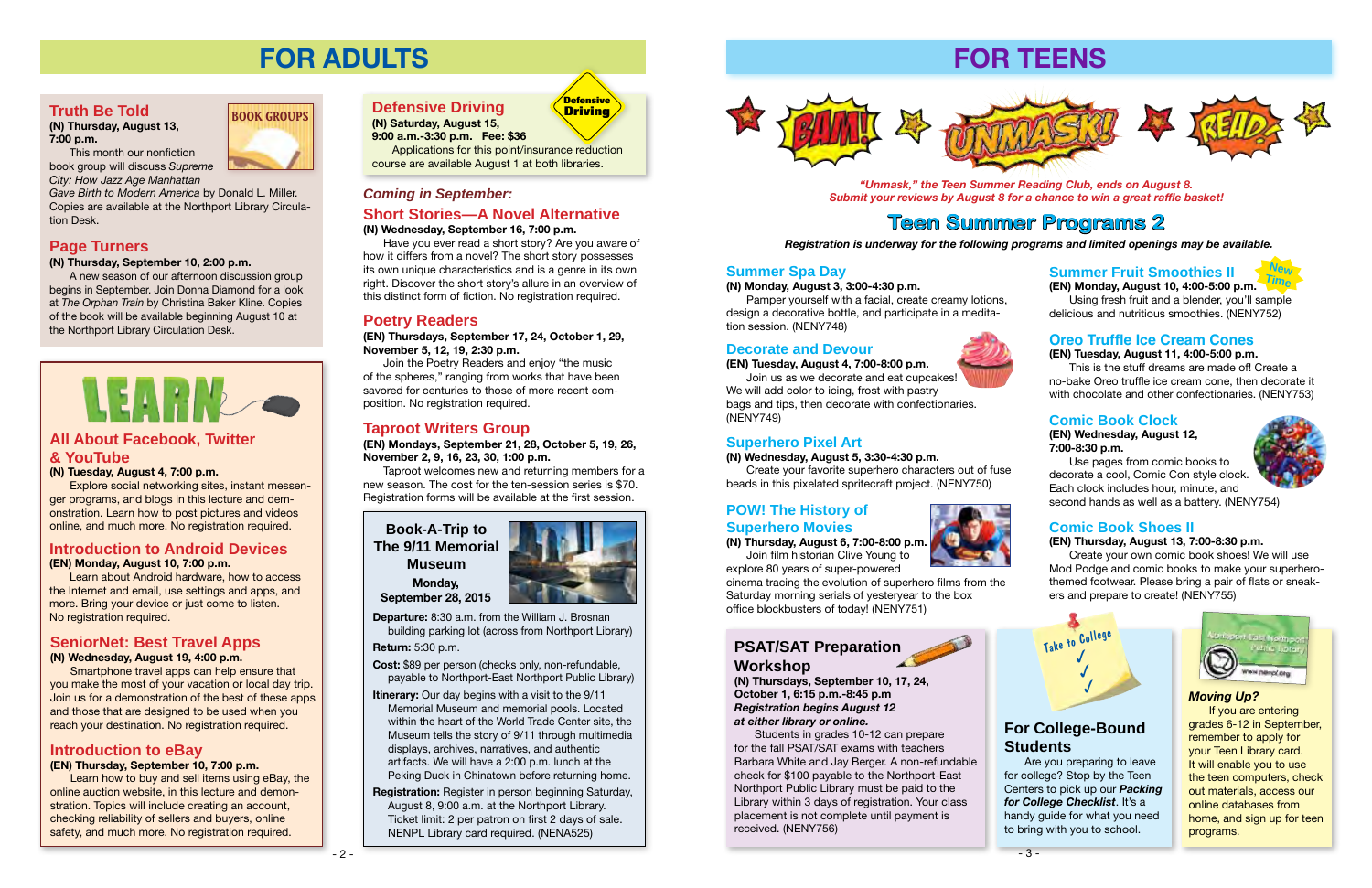# FOR ADULTS

## Truth Be Told

BOOK GROUPS

**(N) Thursday, August 13, 7:00 p.m.**

This month our nonfiction book group will discuss *Supreme City: How Jazz Age Manhattan Gave Birth to Modern America* by Donald L. Miller. Copies are available at the Northport Library Circulation Desk.

## Page Turners

**(N) Thursday, September 10, 2:00 p.m.**

A new season of our afternoon discussion group begins in September. Join Donna Diamond for a look at *The Orphan Train* by Christina Baker Kline. Copies of the book will be available beginning August 10 at the Northport Library Circulation Desk.

# LEARN

## All About Facebook, Twitter & YouTube

**(N) Tuesday, August 4, 7:00 p.m.**

Explore social networking sites, instant messenger programs, and blogs in this lecture and demonstration. Learn how to post pictures and videos online, and much more. No registration required.

## Introduction to Android Devices

**(EN) Monday, August 10, 7:00 p.m.**

Learn about Android hardware, how to access the Internet and email, use settings and apps, and more. Bring your device or just come to listen. No registration required.

## SeniorNet: Best Travel Apps

**(N) Wednesday, August 19, 4:00 p.m.**

Smartphone travel apps can help ensure that you make the most of your vacation or local day trip. Join us for a demonstration of the best of these apps and those that are designed to be used when you reach your destination. No registration required.

## Introduction to eBay

**(EN) Thursday, September 10, 7:00 p.m.**

Learn how to buy and sell items using eBay, the online auction website, in this lecture and demonstration. Topics will include creating an account, checking reliability of sellers and buyers, online safety, and much more. No registration required.

## Defensive Driving

**(N) Saturday, August 15, 9:00 a.m.-3:30 p.m. Fee: $36**

Applications for this point/insurance reduction course are available August 1 at both libraries.

*Coming in September:*

## Short Stories—A Novel Alternative

**(N) Wednesday, September 16, 7:00 p.m.**

Have you ever read a short story? Are you aware of how it differs from a novel? The short story possesses its own unique characteristics and is a genre in its own right. Discover the short story's allure in an overview of this distinct form of fiction. No registration required.

## Poetry Readers

**(EN) Thursdays, September 17, 24, October 1, 29, November 5, 12, 19, 2:30 p.m.**

Join the Poetry Readers and enjoy "the music of the spheres," ranging from works that have been savored for centuries to those of more recent composition. No registration required.

## Taproot Writers Group

**(EN) Mondays, September 21, 28, October 5, 19, 26, November 2, 9, 16, 23, 30, 1:00 p.m.**

Taproot welcomes new and returning members for a new season. The cost for the ten-session series is $70. Registration forms will be available at the first session.

## Book-A-Trip to The 9/11 Memorial Museum

**Monday, September 28, 2015**

**Departure:** 8:30 a.m. from the William J. Brosnan building parking lot (across from Northport Library)

**Return:** 5:30 p.m.

**Cost:** $89 per person (checks only, non-refundable, payable to Northport-East Northport Public Library)

**Itinerary:** Our day begins with a visit to the 9/11 Memorial Museum and memorial pools. Located within the heart of the World Trade Center site, the Museum tells the story of 9/11 through multimedia displays, archives, narratives, and authentic artifacts. We will have a 2:00 p.m. lunch at the Peking Duck in Chinatown before returning home.

**Registration:** Register in person beginning Saturday, August 8, 9:00 a.m. at the Northport Library. Ticket limit: 2 per patron on first 2 days of sale. NENPL Library card required. (NENA525)

# FOR TEENS

BAM! UNMASK! READ!

***"Unmask," the Teen Summer Reading Club, ends on August 8. Submit your reviews by August 8 for a chance to win a great raffle basket!***

## Teen Summer Programs 2

***Registration is underway for the following programs and limited openings may be available.***

### Summer Spa Day

**(N) Monday, August 3, 3:00-4:30 p.m.**

Pamper yourself with a facial, create creamy lotions, design a decorative bottle, and participate in a meditation session. (NENY748)

### Decorate and Devour

**(EN) Tuesday, August 4, 7:00-8:00 p.m.**

Join us as we decorate and eat cupcakes! We will add color to icing, frost with pastry bags and tips, then decorate with confectionaries. (NENY749)

### Superhero Pixel Art

**(N) Wednesday, August 5, 3:30-4:30 p.m.**

Create your favorite superhero characters out of fuse beads in this pixelated spritecraft project. (NENY750)

### POW! The History of Superhero Movies

**(N) Thursday, August 6, 7:00-8:00 p.m.**

Join film historian Clive Young to explore 80 years of super-powered cinema tracing the evolution of superhero films from the Saturday morning serials of yesteryear to the box office blockbusters of today! (NENY751)

### Summer Fruit Smoothies II

New Time

**(EN) Monday, August 10, 4:00-5:00 p.m.**

Using fresh fruit and a blender, you'll sample delicious and nutritious smoothies. (NENY752)

### Oreo Truffle Ice Cream Cones

**(EN) Tuesday, August 11, 4:00-5:00 p.m.**

This is the stuff dreams are made of! Create a no-bake Oreo truffle ice cream cone, then decorate it with chocolate and other confectionaries. (NENY753)

### Comic Book Clock

**(EN) Wednesday, August 12, 7:00-8:30 p.m.**

Use pages from comic books to decorate a cool, Comic Con style clock. Each clock includes hour, minute, and second hands as well as a battery. (NENY754)

### Comic Book Shoes II

**(EN) Thursday, August 13, 7:00-8:30 p.m.**

Create your own comic book shoes! We will use Mod Podge and comic books to make your superhero-themed footwear. Please bring a pair of flats or sneakers and prepare to create! (NENY755)

### PSAT/SAT Preparation Workshop

**(N) Thursdays, September 10, 17, 24, October 1, 6:15 p.m.-8:45 p.m.**

***Registration begins August 12 at either library or online.***

Students in grades 10-12 can prepare for the fall PSAT/SAT exams with teachers Barbara White and Jay Berger. A non-refundable check for $100 payable to the Northport-East Northport Public Library must be paid to the Library within 3 days of registration. Your class placement is not complete until payment is received. (NENY756)

### For College-Bound Students

Take to College ✓ ✓ ✓

Are you preparing to leave for college? Stop by the Teen Centers to pick up our ***Packing for College Checklist***. It's a handy guide for what you need to bring with you to school.

### *Moving Up?*

If you are entering grades 6-12 in September, remember to apply for your Teen Library card. It will enable you to use the teen computers, check out materials, access our online databases from home, and sign up for teen programs.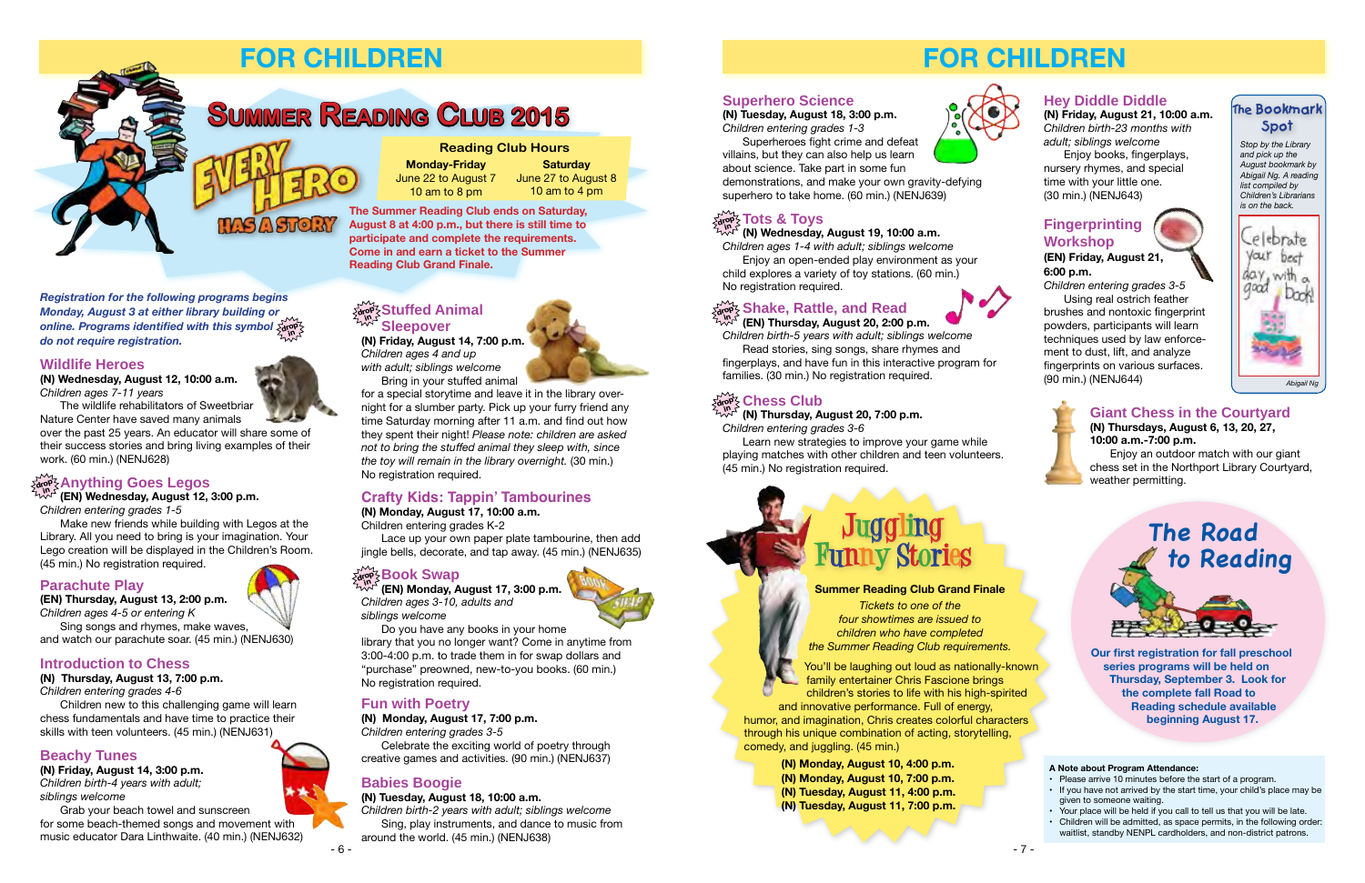# FOR CHILDREN

## Summer Reading Club 2015

**EVERY HERO HAS A STORY**

**Reading Club Hours**

| Monday-Friday | Saturday |
|---|---|
| June 22 to August 7 | June 27 to August 8 |
| 10 am to 8 pm | 10 am to 4 pm |

**The Summer Reading Club ends on Saturday, August 8 at 4:00 p.m., but there is still time to participate and complete the requirements. Come in and earn a ticket to the Summer Reading Club Grand Finale.**

*Registration for the following programs begins Monday, August 3 at either library building or online. Programs identified with this symbol (drop in) do not require registration.*

### Wildlife Heroes

**(N) Wednesday, August 12, 10:00 a.m.**
*Children ages 7-11 years*

The wildlife rehabilitators of Sweetbriar Nature Center have saved many animals over the past 25 years. An educator will share some of their success stories and bring living examples of their work. (60 min.) (NENJ628)

### (drop in) Anything Goes Legos

**(EN) Wednesday, August 12, 3:00 p.m.**
*Children entering grades 1-5*

Make new friends while building with Legos at the Library. All you need to bring is your imagination. Your Lego creation will be displayed in the Children's Room. (45 min.) No registration required.

### Parachute Play

**(EN) Thursday, August 13, 2:00 p.m.**
*Children ages 4-5 or entering K*

Sing songs and rhymes, make waves, and watch our parachute soar. (45 min.) (NENJ630)

### Introduction to Chess

**(N) Thursday, August 13, 7:00 p.m.**
*Children entering grades 4-6*

Children new to this challenging game will learn chess fundamentals and have time to practice their skills with teen volunteers. (45 min.) (NENJ631)

### Beachy Tunes

**(N) Friday, August 14, 3:00 p.m.**
*Children birth-4 years with adult; siblings welcome*

Grab your beach towel and sunscreen for some beach-themed songs and movement with music educator Dara Linthwaite. (40 min.) (NENJ632)

### (drop in) Stuffed Animal Sleepover

**(N) Friday, August 14, 7:00 p.m.**
*Children ages 4 and up with adult; siblings welcome*

Bring in your stuffed animal for a special storytime and leave it in the library overnight for a slumber party. Pick up your furry friend any time Saturday morning after 11 a.m. and find out how they spent their night! *Please note: children are asked not to bring the stuffed animal they sleep with, since the toy will remain in the library overnight.* (30 min.) No registration required.

### Crafty Kids: Tappin' Tambourines

**(N) Monday, August 17, 10:00 a.m.**
Children entering grades K-2

Lace up your own paper plate tambourine, then add jingle bells, decorate, and tap away. (45 min.) (NENJ635)

### (drop in) Book Swap

**(EN) Monday, August 17, 3:00 p.m.**
*Children ages 3-10, adults and siblings welcome*

Do you have any books in your home library that you no longer want? Come in anytime from 3:00-4:00 p.m. to trade them in for swap dollars and "purchase" preowned, new-to-you books. (60 min.) No registration required.

### Fun with Poetry

**(N) Monday, August 17, 7:00 p.m.**
*Children entering grades 3-5*

Celebrate the exciting world of poetry through creative games and activities. (90 min.) (NENJ637)

### Babies Boogie

**(N) Tuesday, August 18, 10:00 a.m.**
*Children birth-2 years with adult; siblings welcome*

Sing, play instruments, and dance to music from around the world. (45 min.) (NENJ638)

# FOR CHILDREN

### Superhero Science

**(N) Tuesday, August 18, 3:00 p.m.**
*Children entering grades 1-3*

Superheroes fight crime and defeat villains, but they can also help us learn about science. Take part in some fun demonstrations, and make your own gravity-defying superhero to take home. (60 min.) (NENJ639)

### (drop in) Tots & Toys

**(N) Wednesday, August 19, 10:00 a.m.**
*Children ages 1-4 with adult; siblings welcome*

Enjoy an open-ended play environment as your child explores a variety of toy stations. (60 min.) No registration required.

### (drop in) Shake, Rattle, and Read

**(EN) Thursday, August 20, 2:00 p.m.**
*Children birth-5 years with adult; siblings welcome*

Read stories, sing songs, share rhymes and fingerplays, and have fun in this interactive program for families. (30 min.) No registration required.

### (drop in) Chess Club

**(N) Thursday, August 20, 7:00 p.m.**
*Children entering grades 3-6*

Learn new strategies to improve your game while playing matches with other children and teen volunteers. (45 min.) No registration required.

### Hey Diddle Diddle

**(N) Friday, August 21, 10:00 a.m.**
*Children birth-23 months with adult; siblings welcome*

Enjoy books, fingerplays, nursery rhymes, and special time with your little one. (30 min.) (NENJ643)

### Fingerprinting Workshop

**(EN) Friday, August 21, 6:00 p.m.**
*Children entering grades 3-5*

Using real ostrich feather brushes and nontoxic fingerprint powders, participants will learn techniques used by law enforcement to dust, lift, and analyze fingerprints on various surfaces. (90 min.) (NENJ644)

### The Bookmark Spot

*Stop by the Library and pick up the August bookmark by Abigail Ng. A reading list compiled by Children's Librarians is on the back.*

Celebrate your best day with a good book!

*Abigail Ng*

### Giant Chess in the Courtyard

**(N) Thursdays, August 6, 13, 20, 27, 10:00 a.m.-7:00 p.m.**

Enjoy an outdoor match with our giant chess set in the Northport Library Courtyard, weather permitting.

## Juggling Funny Stories

**Summer Reading Club Grand Finale**

*Tickets to one of the four showtimes are issued to children who have completed the Summer Reading Club requirements.*

You'll be laughing out loud as nationally-known family entertainer Chris Fascione brings children's stories to life with his high-spirited and innovative performance. Full of energy, humor, and imagination, Chris creates colorful characters through his unique combination of acting, storytelling, comedy, and juggling. (45 min.)

**(N) Monday, August 10, 4:00 p.m.**
**(N) Monday, August 10, 7:00 p.m.**
**(N) Tuesday, August 11, 4:00 p.m.**
**(N) Tuesday, August 11, 7:00 p.m.**

## The Road to Reading

**Our first registration for fall preschool series programs will be held on Thursday, September 3. Look for the complete fall Road to Reading schedule available beginning August 17.**

**A Note about Program Attendance:**

- Please arrive 10 minutes before the start of a program.
- If you have not arrived by the start time, your child's place may be given to someone waiting.
- Your place will be held if you call to tell us that you will be late.
- Children will be admitted, as space permits, in the following order: waitlist, standby NENPL cardholders, and non-district patrons.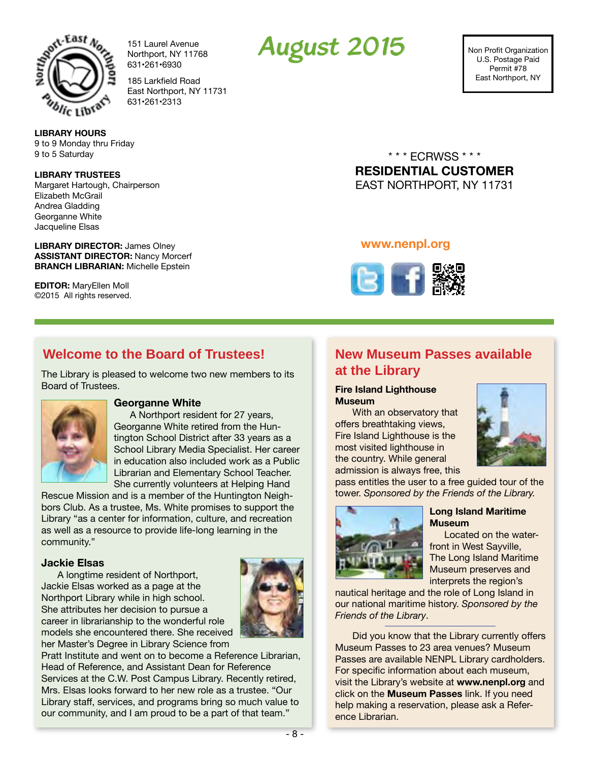151 Laurel Avenue
Northport, NY 11768
631•261•6930

185 Larkfield Road
East Northport, NY 11731
631•261•2313

# August 2015

Non Profit Organization
U.S. Postage Paid
Permit #78
East Northport, NY

**LIBRARY HOURS**
9 to 9 Monday thru Friday
9 to 5 Saturday

**LIBRARY TRUSTEES**
Margaret Hartough, Chairperson
Elizabeth McGrail
Andrea Gladding
Georganne White
Jacqueline Elsas

**LIBRARY DIRECTOR:** James Olney
**ASSISTANT DIRECTOR:** Nancy Morcerf
**BRANCH LIBRARIAN:** Michelle Epstein

**EDITOR:** MaryEllen Moll
©2015 All rights reserved.

* * * ECRWSS * * *
**RESIDENTIAL CUSTOMER**
EAST NORTHPORT, NY 11731

**www.nenpl.org**

## Welcome to the Board of Trustees!

The Library is pleased to welcome two new members to its Board of Trustees.

### Georganne White

A Northport resident for 27 years, Georganne White retired from the Huntington School District after 33 years as a School Library Media Specialist. Her career in education also included work as a Public Librarian and Elementary School Teacher. She currently volunteers at Helping Hand Rescue Mission and is a member of the Huntington Neighbors Club. As a trustee, Ms. White promises to support the Library "as a center for information, culture, and recreation as well as a resource to provide life-long learning in the community."

### Jackie Elsas

A longtime resident of Northport, Jackie Elsas worked as a page at the Northport Library while in high school. She attributes her decision to pursue a career in librarianship to the wonderful role models she encountered there. She received her Master's Degree in Library Science from Pratt Institute and went on to become a Reference Librarian, Head of Reference, and Assistant Dean for Reference Services at the C.W. Post Campus Library. Recently retired, Mrs. Elsas looks forward to her new role as a trustee. "Our Library staff, services, and programs bring so much value to our community, and I am proud to be a part of that team."

## New Museum Passes available at the Library

### Fire Island Lighthouse Museum

With an observatory that offers breathtaking views, Fire Island Lighthouse is the most visited lighthouse in the country. While general admission is always free, this pass entitles the user to a free guided tour of the tower. *Sponsored by the Friends of the Library.*

### Long Island Maritime Museum

Located on the waterfront in West Sayville, The Long Island Maritime Museum preserves and interprets the region's nautical heritage and the role of Long Island in our national maritime history. *Sponsored by the Friends of the Library*.

Did you know that the Library currently offers Museum Passes to 23 area venues? Museum Passes are available NENPL Library cardholders. For specific information about each museum, visit the Library's website at **www.nenpl.org** and click on the **Museum Passes** link. If you need help making a reservation, please ask a Reference Librarian.